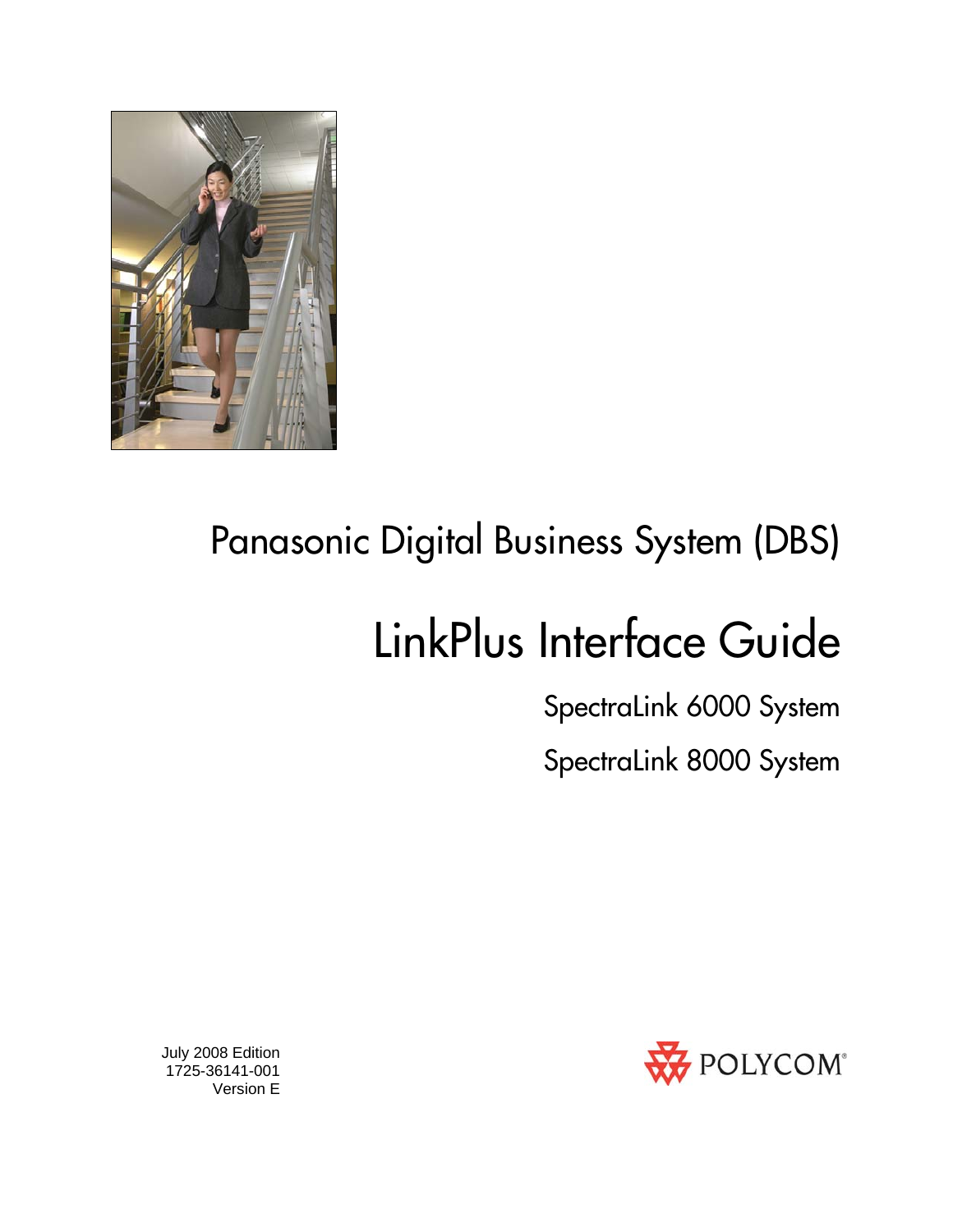# Panasonic Digital Business System (DBS)

# LinkPlus Interface Guide

## SpectraLink 6000 System

## SpectraLink 8000 System

July 2008 Edition
1725-36141-001
Version E

POLYCOM®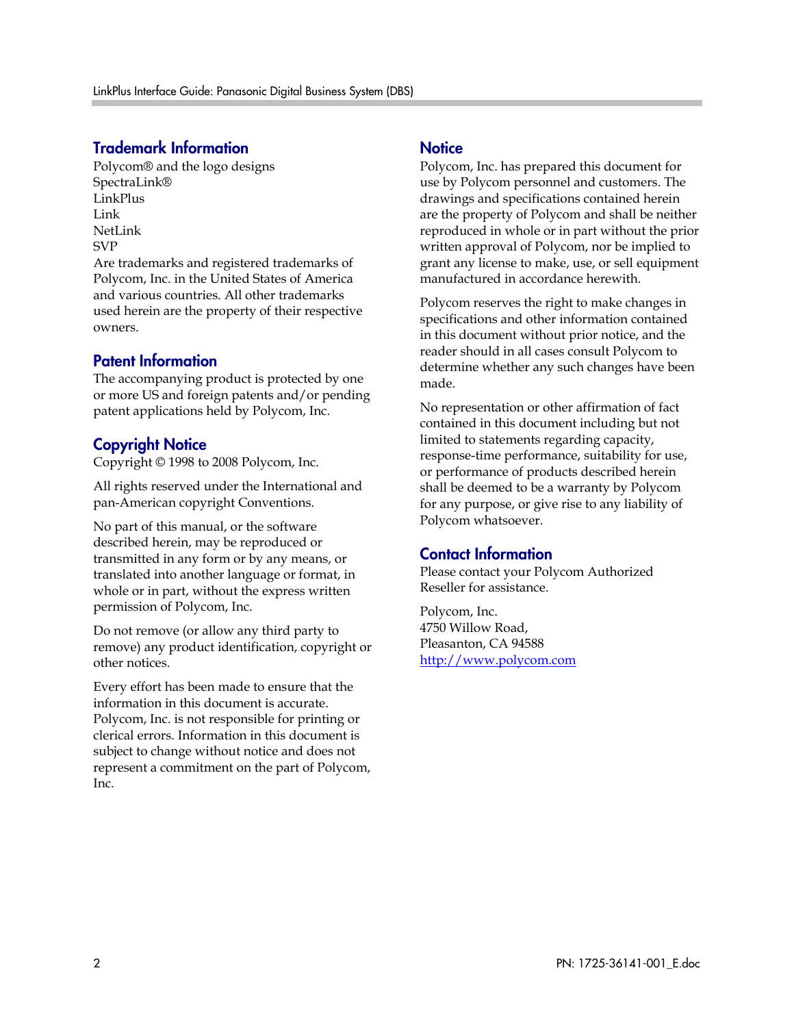## Trademark Information

Polycom® and the logo designs
SpectraLink®
LinkPlus
Link
NetLink
SVP
Are trademarks and registered trademarks of Polycom, Inc. in the United States of America and various countries. All other trademarks used herein are the property of their respective owners.

## Patent Information

The accompanying product is protected by one or more US and foreign patents and/or pending patent applications held by Polycom, Inc.

## Copyright Notice

Copyright © 1998 to 2008 Polycom, Inc.

All rights reserved under the International and pan-American copyright Conventions.

No part of this manual, or the software described herein, may be reproduced or transmitted in any form or by any means, or translated into another language or format, in whole or in part, without the express written permission of Polycom, Inc.

Do not remove (or allow any third party to remove) any product identification, copyright or other notices.

Every effort has been made to ensure that the information in this document is accurate. Polycom, Inc. is not responsible for printing or clerical errors. Information in this document is subject to change without notice and does not represent a commitment on the part of Polycom, Inc.

## Notice

Polycom, Inc. has prepared this document for use by Polycom personnel and customers. The drawings and specifications contained herein are the property of Polycom and shall be neither reproduced in whole or in part without the prior written approval of Polycom, nor be implied to grant any license to make, use, or sell equipment manufactured in accordance herewith.

Polycom reserves the right to make changes in specifications and other information contained in this document without prior notice, and the reader should in all cases consult Polycom to determine whether any such changes have been made.

No representation or other affirmation of fact contained in this document including but not limited to statements regarding capacity, response-time performance, suitability for use, or performance of products described herein shall be deemed to be a warranty by Polycom for any purpose, or give rise to any liability of Polycom whatsoever.

## Contact Information

Please contact your Polycom Authorized Reseller for assistance.

Polycom, Inc.
4750 Willow Road,
Pleasanton, CA 94588
http://www.polycom.com

PN: 1725-36141-001_E.doc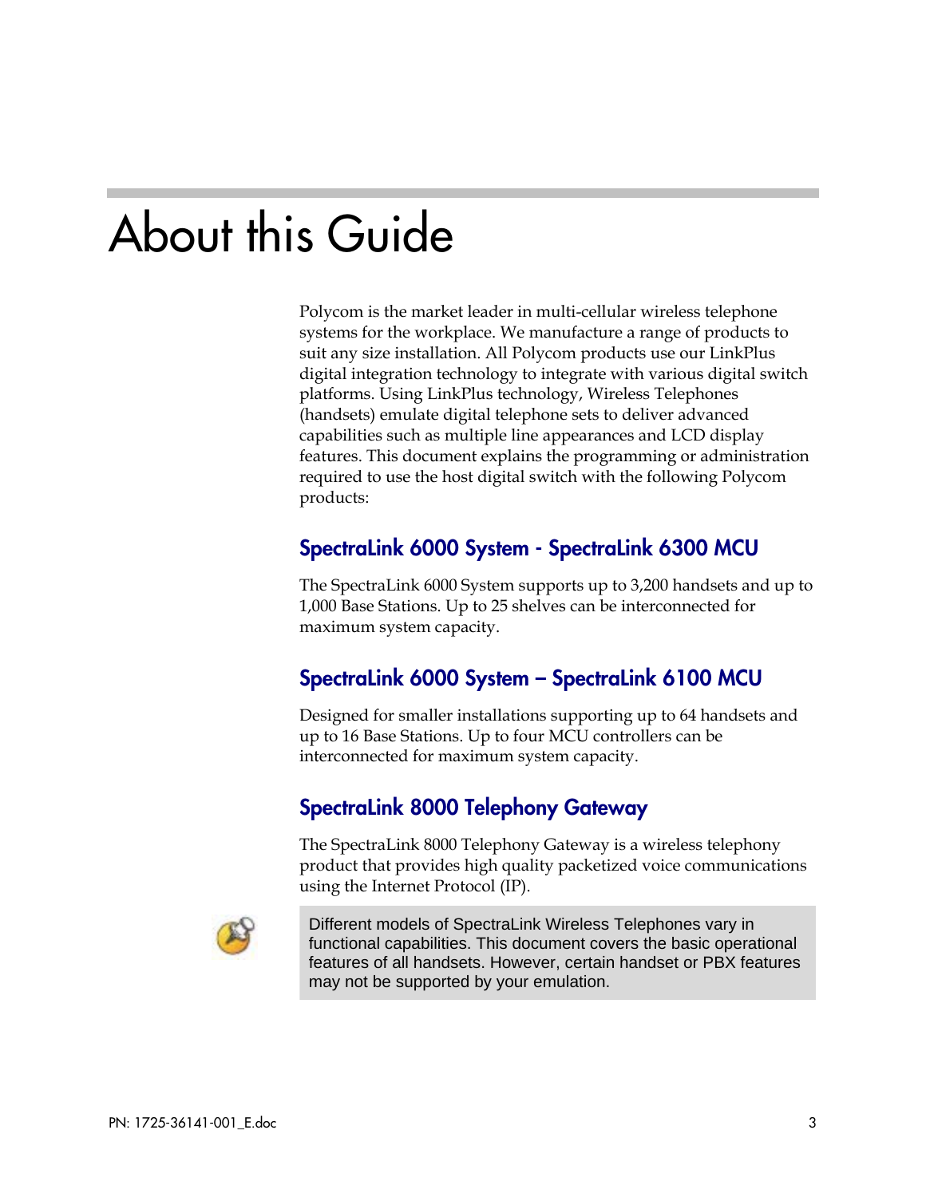# About this Guide

Polycom is the market leader in multi-cellular wireless telephone systems for the workplace. We manufacture a range of products to suit any size installation. All Polycom products use our LinkPlus digital integration technology to integrate with various digital switch platforms. Using LinkPlus technology, Wireless Telephones (handsets) emulate digital telephone sets to deliver advanced capabilities such as multiple line appearances and LCD display features. This document explains the programming or administration required to use the host digital switch with the following Polycom products:

## SpectraLink 6000 System - SpectraLink 6300 MCU

The SpectraLink 6000 System supports up to 3,200 handsets and up to 1,000 Base Stations. Up to 25 shelves can be interconnected for maximum system capacity.

## SpectraLink 6000 System – SpectraLink 6100 MCU

Designed for smaller installations supporting up to 64 handsets and up to 16 Base Stations. Up to four MCU controllers can be interconnected for maximum system capacity.

## SpectraLink 8000 Telephony Gateway

The SpectraLink 8000 Telephony Gateway is a wireless telephony product that provides high quality packetized voice communications using the Internet Protocol (IP).

> Different models of SpectraLink Wireless Telephones vary in functional capabilities. This document covers the basic operational features of all handsets. However, certain handset or PBX features may not be supported by your emulation.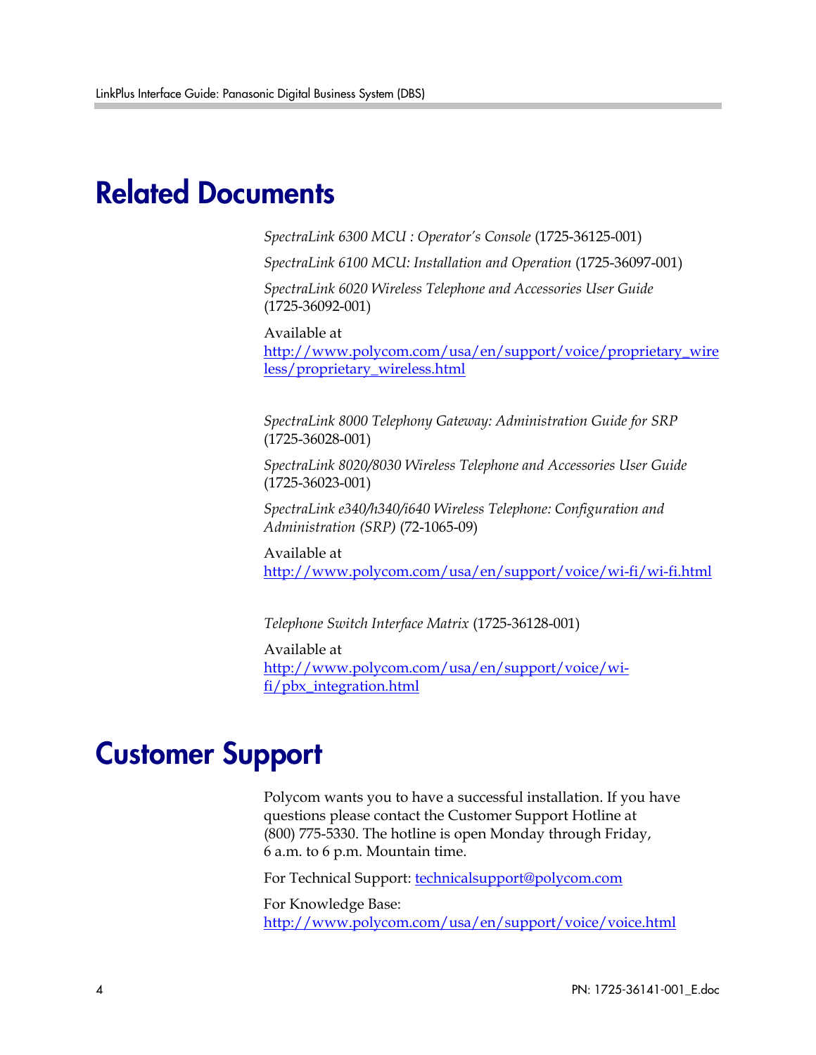# Related Documents

*SpectraLink 6300 MCU : Operator's Console* (1725-36125-001)

*SpectraLink 6100 MCU: Installation and Operation* (1725-36097-001)

*SpectraLink 6020 Wireless Telephone and Accessories User Guide* (1725-36092-001)

Available at
http://www.polycom.com/usa/en/support/voice/proprietary_wireless/proprietary_wireless.html

*SpectraLink 8000 Telephony Gateway: Administration Guide for SRP* (1725-36028-001)

*SpectraLink 8020/8030 Wireless Telephone and Accessories User Guide* (1725-36023-001)

*SpectraLink e340/h340/i640 Wireless Telephone: Configuration and Administration (SRP)* (72-1065-09)

Available at
http://www.polycom.com/usa/en/support/voice/wi-fi/wi-fi.html

*Telephone Switch Interface Matrix* (1725-36128-001)

Available at
http://www.polycom.com/usa/en/support/voice/wi-fi/pbx_integration.html

# Customer Support

Polycom wants you to have a successful installation. If you have questions please contact the Customer Support Hotline at (800) 775-5330. The hotline is open Monday through Friday, 6 a.m. to 6 p.m. Mountain time.

For Technical Support: technicalsupport@polycom.com

For Knowledge Base:
http://www.polycom.com/usa/en/support/voice/voice.html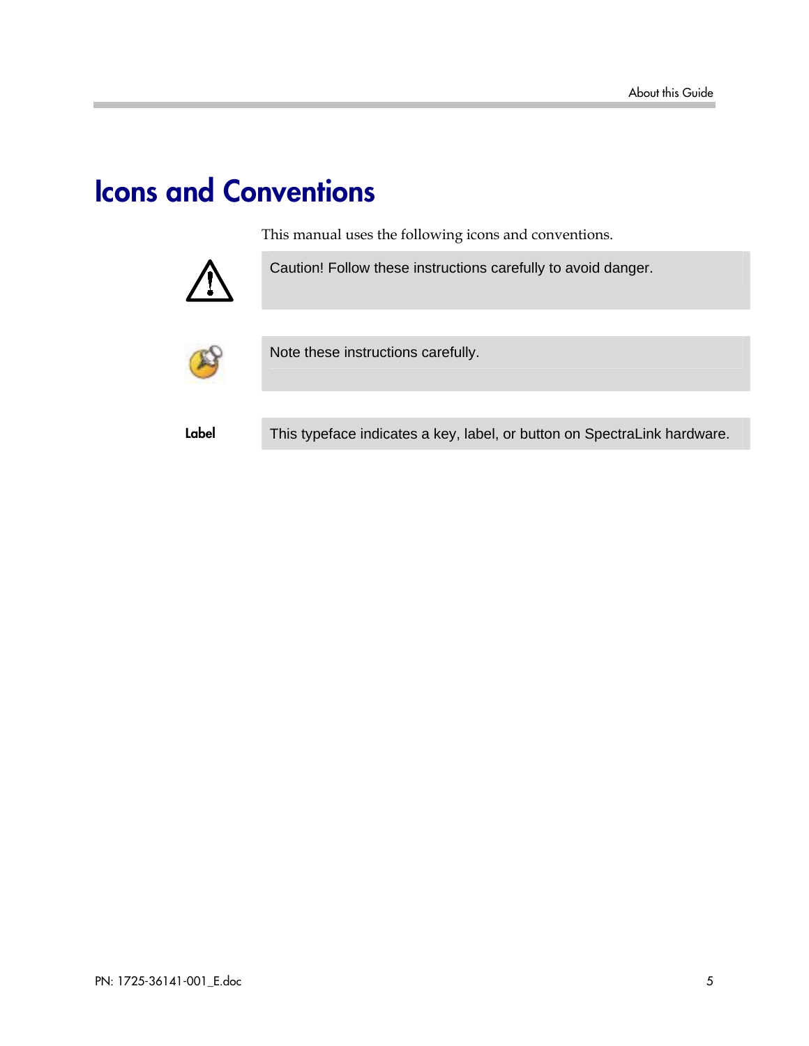# Icons and Conventions

This manual uses the following icons and conventions.

| | |
|---|---|
| | Caution! Follow these instructions carefully to avoid danger. |
| | Note these instructions carefully. |
| **Label** | This typeface indicates a key, label, or button on SpectraLink hardware. |

PN: 1725-36141-001_E.doc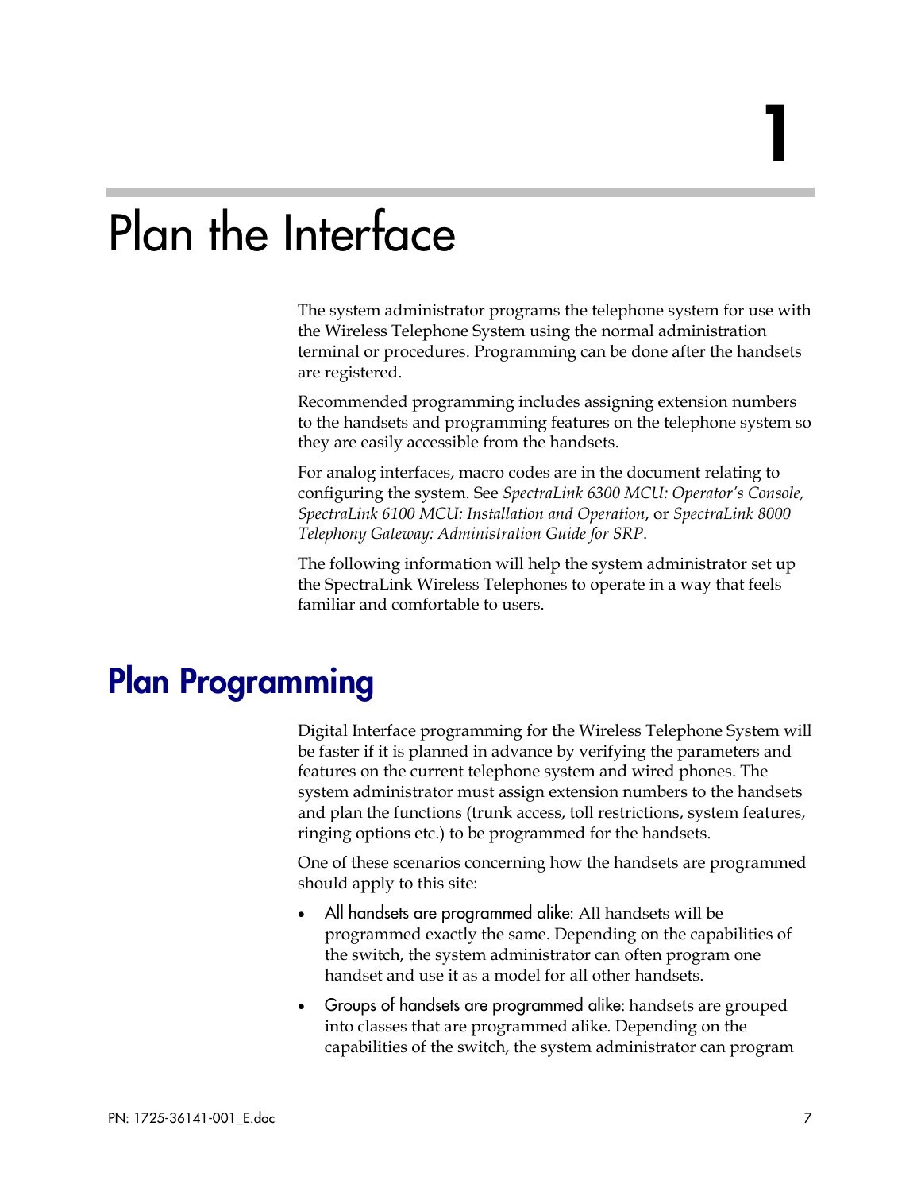# 1

# Plan the Interface

The system administrator programs the telephone system for use with the Wireless Telephone System using the normal administration terminal or procedures. Programming can be done after the handsets are registered.

Recommended programming includes assigning extension numbers to the handsets and programming features on the telephone system so they are easily accessible from the handsets.

For analog interfaces, macro codes are in the document relating to configuring the system. See *SpectraLink 6300 MCU: Operator's Console, SpectraLink 6100 MCU: Installation and Operation*, or *SpectraLink 8000 Telephony Gateway: Administration Guide for SRP*.

The following information will help the system administrator set up the SpectraLink Wireless Telephones to operate in a way that feels familiar and comfortable to users.

## Plan Programming

Digital Interface programming for the Wireless Telephone System will be faster if it is planned in advance by verifying the parameters and features on the current telephone system and wired phones. The system administrator must assign extension numbers to the handsets and plan the functions (trunk access, toll restrictions, system features, ringing options etc.) to be programmed for the handsets.

One of these scenarios concerning how the handsets are programmed should apply to this site:

- All handsets are programmed alike: All handsets will be programmed exactly the same. Depending on the capabilities of the switch, the system administrator can often program one handset and use it as a model for all other handsets.
- Groups of handsets are programmed alike: handsets are grouped into classes that are programmed alike. Depending on the capabilities of the switch, the system administrator can program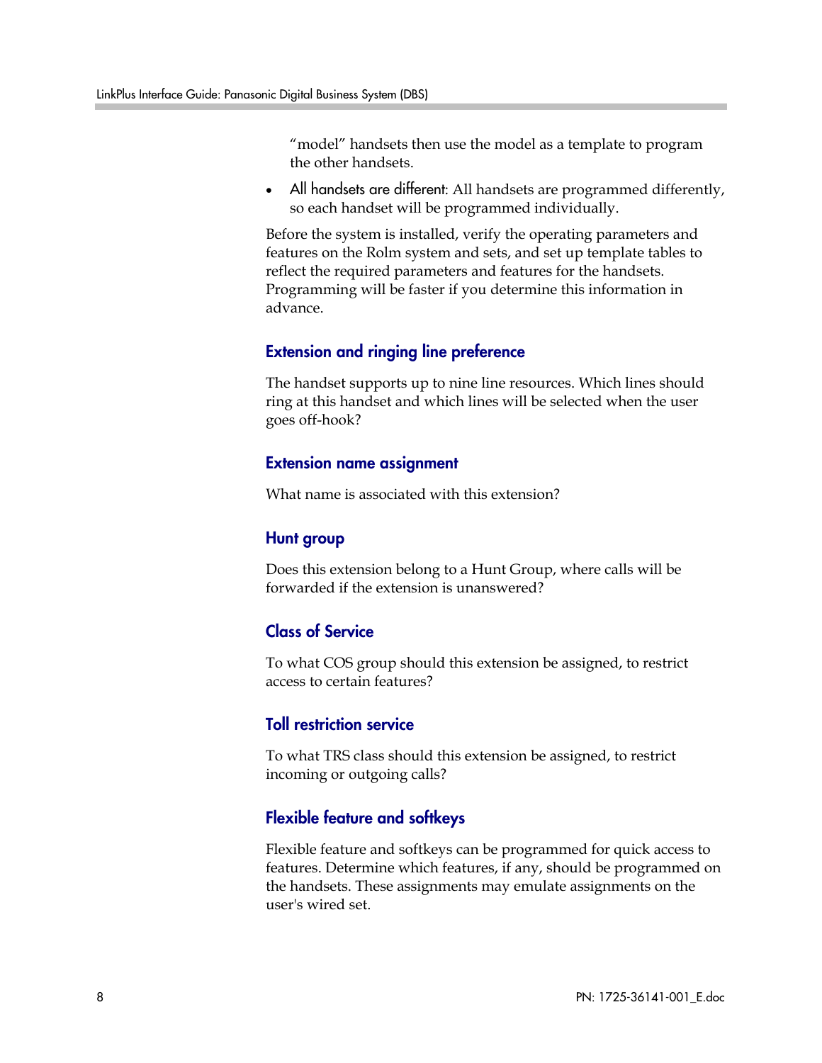"model" handsets then use the model as a template to program the other handsets.

- All handsets are different: All handsets are programmed differently, so each handset will be programmed individually.

Before the system is installed, verify the operating parameters and features on the Rolm system and sets, and set up template tables to reflect the required parameters and features for the handsets. Programming will be faster if you determine this information in advance.

### Extension and ringing line preference

The handset supports up to nine line resources. Which lines should ring at this handset and which lines will be selected when the user goes off-hook?

### Extension name assignment

What name is associated with this extension?

### Hunt group

Does this extension belong to a Hunt Group, where calls will be forwarded if the extension is unanswered?

### Class of Service

To what COS group should this extension be assigned, to restrict access to certain features?

### Toll restriction service

To what TRS class should this extension be assigned, to restrict incoming or outgoing calls?

### Flexible feature and softkeys

Flexible feature and softkeys can be programmed for quick access to features. Determine which features, if any, should be programmed on the handsets. These assignments may emulate assignments on the user's wired set.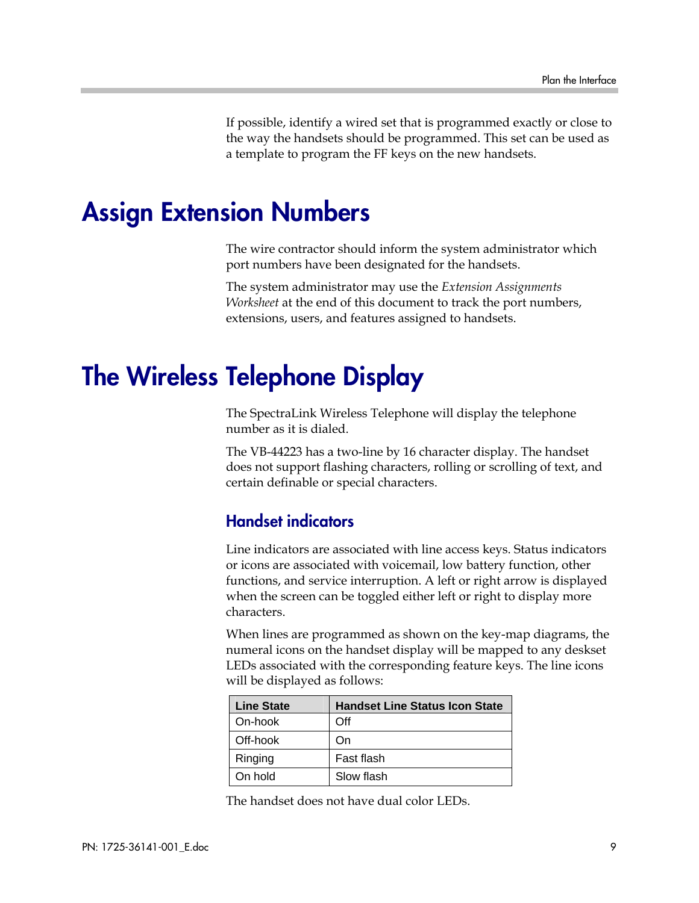If possible, identify a wired set that is programmed exactly or close to the way the handsets should be programmed. This set can be used as a template to program the FF keys on the new handsets.

# Assign Extension Numbers

The wire contractor should inform the system administrator which port numbers have been designated for the handsets.

The system administrator may use the *Extension Assignments Worksheet* at the end of this document to track the port numbers, extensions, users, and features assigned to handsets.

# The Wireless Telephone Display

The SpectraLink Wireless Telephone will display the telephone number as it is dialed.

The VB-44223 has a two-line by 16 character display. The handset does not support flashing characters, rolling or scrolling of text, and certain definable or special characters.

## Handset indicators

Line indicators are associated with line access keys. Status indicators or icons are associated with voicemail, low battery function, other functions, and service interruption. A left or right arrow is displayed when the screen can be toggled either left or right to display more characters.

When lines are programmed as shown on the key-map diagrams, the numeral icons on the handset display will be mapped to any deskset LEDs associated with the corresponding feature keys. The line icons will be displayed as follows:

| Line State | Handset Line Status Icon State |
|---|---|
| On-hook | Off |
| Off-hook | On |
| Ringing | Fast flash |
| On hold | Slow flash |

The handset does not have dual color LEDs.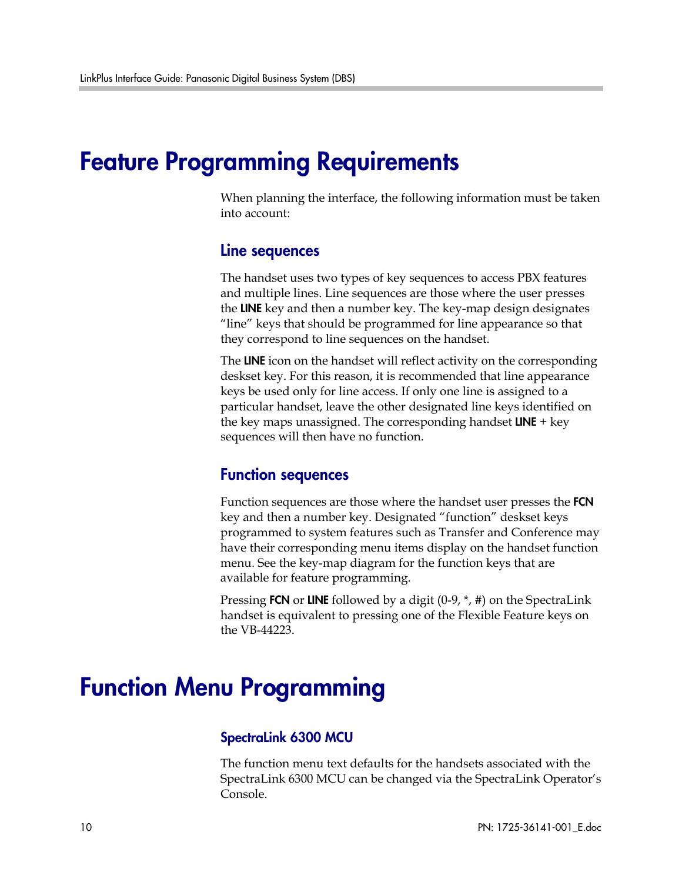# Feature Programming Requirements

When planning the interface, the following information must be taken into account:

## Line sequences

The handset uses two types of key sequences to access PBX features and multiple lines. Line sequences are those where the user presses the **LINE** key and then a number key. The key-map design designates "line" keys that should be programmed for line appearance so that they correspond to line sequences on the handset.

The **LINE** icon on the handset will reflect activity on the corresponding deskset key. For this reason, it is recommended that line appearance keys be used only for line access. If only one line is assigned to a particular handset, leave the other designated line keys identified on the key maps unassigned. The corresponding handset **LINE** + key sequences will then have no function.

## Function sequences

Function sequences are those where the handset user presses the **FCN** key and then a number key. Designated "function" deskset keys programmed to system features such as Transfer and Conference may have their corresponding menu items display on the handset function menu. See the key-map diagram for the function keys that are available for feature programming.

Pressing **FCN** or **LINE** followed by a digit (0-9, *, #) on the SpectraLink handset is equivalent to pressing one of the Flexible Feature keys on the VB-44223.

# Function Menu Programming

### SpectraLink 6300 MCU

The function menu text defaults for the handsets associated with the SpectraLink 6300 MCU can be changed via the SpectraLink Operator's Console.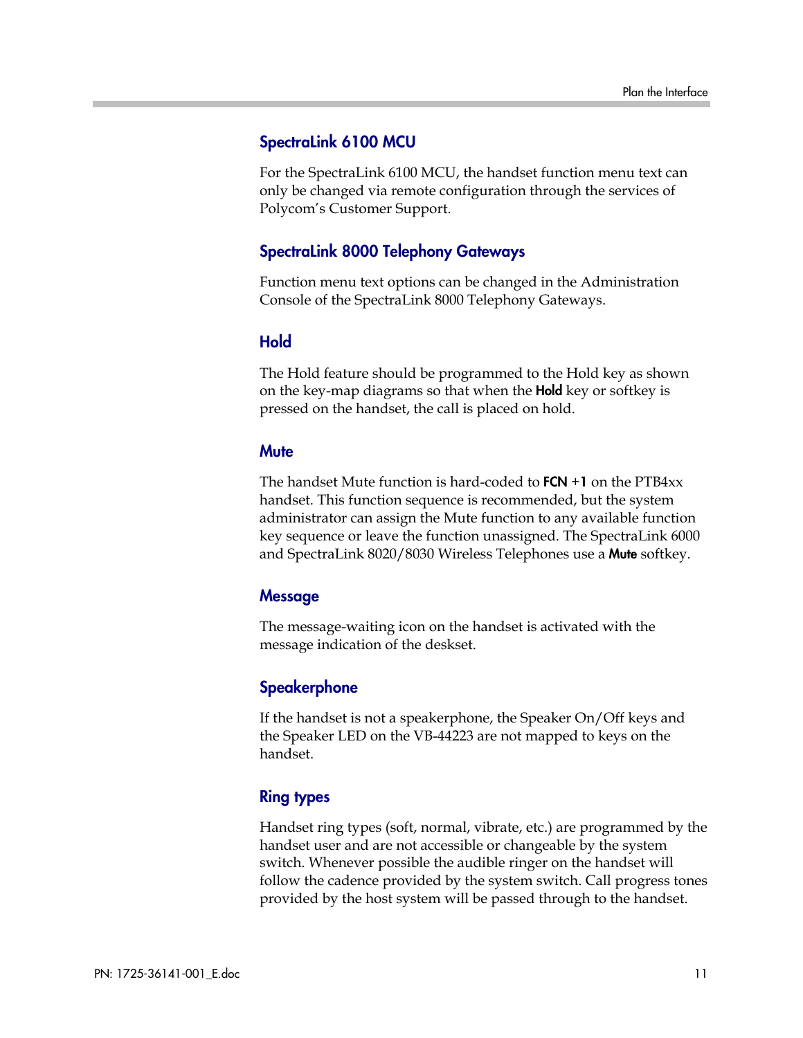### SpectraLink 6100 MCU

For the SpectraLink 6100 MCU, the handset function menu text can only be changed via remote configuration through the services of Polycom's Customer Support.

### SpectraLink 8000 Telephony Gateways

Function menu text options can be changed in the Administration Console of the SpectraLink 8000 Telephony Gateways.

### Hold

The Hold feature should be programmed to the Hold key as shown on the key-map diagrams so that when the **Hold** key or softkey is pressed on the handset, the call is placed on hold.

### Mute

The handset Mute function is hard-coded to **FCN** +**1** on the PTB4xx handset. This function sequence is recommended, but the system administrator can assign the Mute function to any available function key sequence or leave the function unassigned. The SpectraLink 6000 and SpectraLink 8020/8030 Wireless Telephones use a **Mute** softkey.

### Message

The message-waiting icon on the handset is activated with the message indication of the deskset.

### Speakerphone

If the handset is not a speakerphone, the Speaker On/Off keys and the Speaker LED on the VB-44223 are not mapped to keys on the handset.

### Ring types

Handset ring types (soft, normal, vibrate, etc.) are programmed by the handset user and are not accessible or changeable by the system switch. Whenever possible the audible ringer on the handset will follow the cadence provided by the system switch. Call progress tones provided by the host system will be passed through to the handset.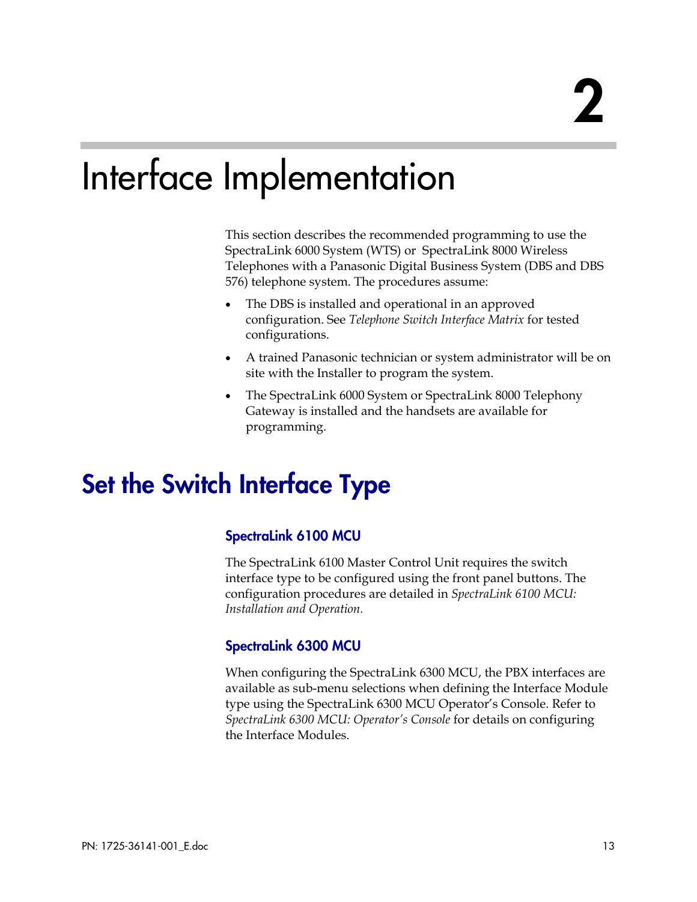# 2

# Interface Implementation

This section describes the recommended programming to use the SpectraLink 6000 System (WTS) or SpectraLink 8000 Wireless Telephones with a Panasonic Digital Business System (DBS and DBS 576) telephone system. The procedures assume:

- The DBS is installed and operational in an approved configuration. See *Telephone Switch Interface Matrix* for tested configurations.
- A trained Panasonic technician or system administrator will be on site with the Installer to program the system.
- The SpectraLink 6000 System or SpectraLink 8000 Telephony Gateway is installed and the handsets are available for programming.

## Set the Switch Interface Type

### SpectraLink 6100 MCU

The SpectraLink 6100 Master Control Unit requires the switch interface type to be configured using the front panel buttons. The configuration procedures are detailed in *SpectraLink 6100 MCU: Installation and Operation.*

### SpectraLink 6300 MCU

When configuring the SpectraLink 6300 MCU, the PBX interfaces are available as sub-menu selections when defining the Interface Module type using the SpectraLink 6300 MCU Operator's Console. Refer to *SpectraLink 6300 MCU: Operator's Console* for details on configuring the Interface Modules.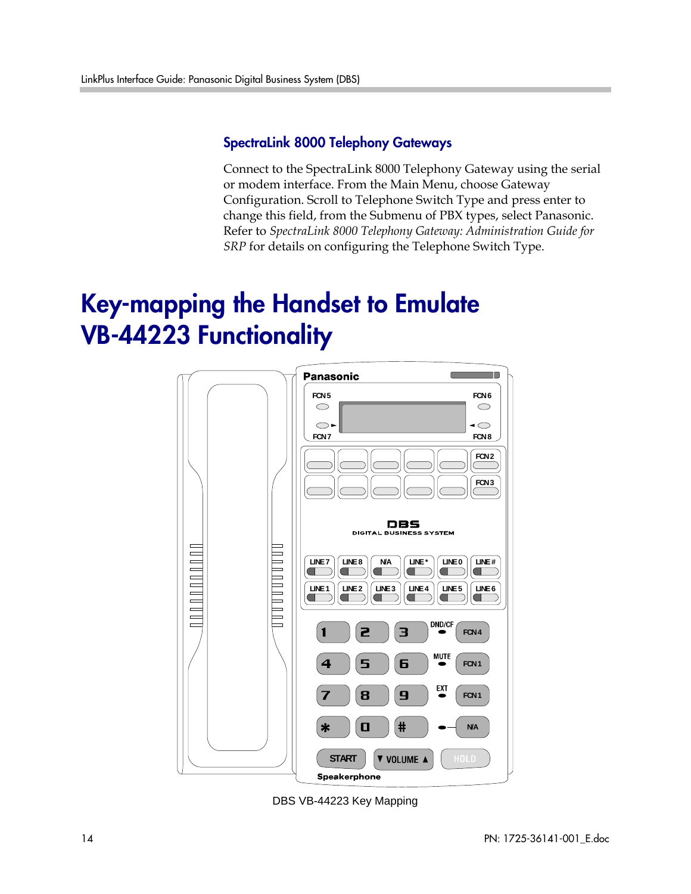### SpectraLink 8000 Telephony Gateways

Connect to the SpectraLink 8000 Telephony Gateway using the serial or modem interface. From the Main Menu, choose Gateway Configuration. Scroll to Telephone Switch Type and press enter to change this field, from the Submenu of PBX types, select Panasonic. Refer to *SpectraLink 8000 Telephony Gateway: Administration Guide for SRP* for details on configuring the Telephone Switch Type.

# Key-mapping the Handset to Emulate VB-44223 Functionality

DBS VB-44223 Key Mapping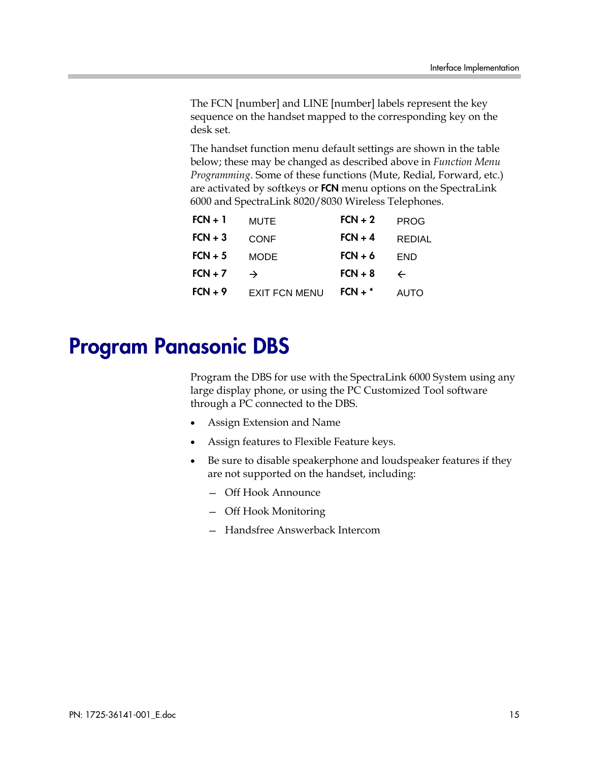The FCN [number] and LINE [number] labels represent the key sequence on the handset mapped to the corresponding key on the desk set.

The handset function menu default settings are shown in the table below; these may be changed as described above in *Function Menu Programming*. Some of these functions (Mute, Redial, Forward, etc.) are activated by softkeys or **FCN** menu options on the SpectraLink 6000 and SpectraLink 8020/8030 Wireless Telephones.

| | | | |
|---|---|---|---|
| **FCN + 1** | MUTE | **FCN + 2** | PROG |
| **FCN + 3** | CONF | **FCN + 4** | REDIAL |
| **FCN + 5** | MODE | **FCN + 6** | END |
| **FCN + 7** | → | **FCN + 8** | ← |
| **FCN + 9** | EXIT FCN MENU | **FCN + *** | AUTO |

# Program Panasonic DBS

Program the DBS for use with the SpectraLink 6000 System using any large display phone, or using the PC Customized Tool software through a PC connected to the DBS.

- Assign Extension and Name
- Assign features to Flexible Feature keys.
- Be sure to disable speakerphone and loudspeaker features if they are not supported on the handset, including:
  - Off Hook Announce
  - Off Hook Monitoring
  - Handsfree Answerback Intercom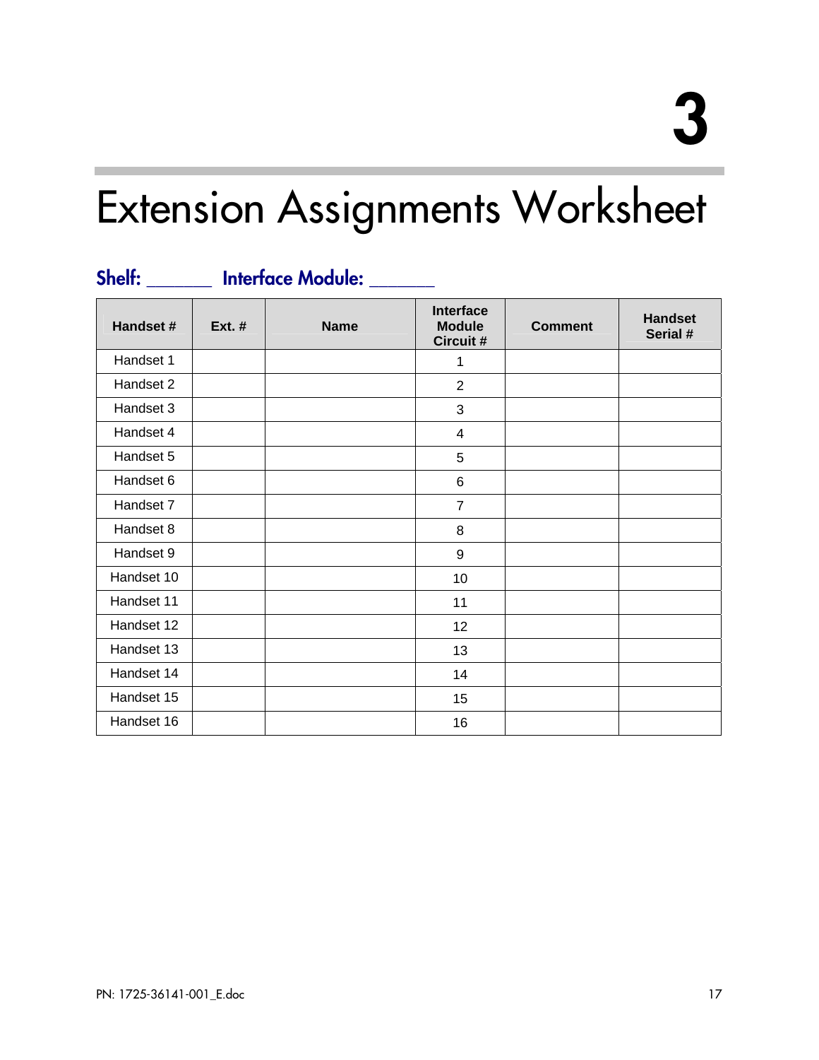# 3

# Extension Assignments Worksheet

## Shelf: ______ Interface Module: ______

| Handset # | Ext. # | Name | Interface Module Circuit # | Comment | Handset Serial # |
|---|---|---|---|---|---|
| Handset 1 | | | 1 | | |
| Handset 2 | | | 2 | | |
| Handset 3 | | | 3 | | |
| Handset 4 | | | 4 | | |
| Handset 5 | | | 5 | | |
| Handset 6 | | | 6 | | |
| Handset 7 | | | 7 | | |
| Handset 8 | | | 8 | | |
| Handset 9 | | | 9 | | |
| Handset 10 | | | 10 | | |
| Handset 11 | | | 11 | | |
| Handset 12 | | | 12 | | |
| Handset 13 | | | 13 | | |
| Handset 14 | | | 14 | | |
| Handset 15 | | | 15 | | |
| Handset 16 | | | 16 | | |

PN: 1725-36141-001_E.doc